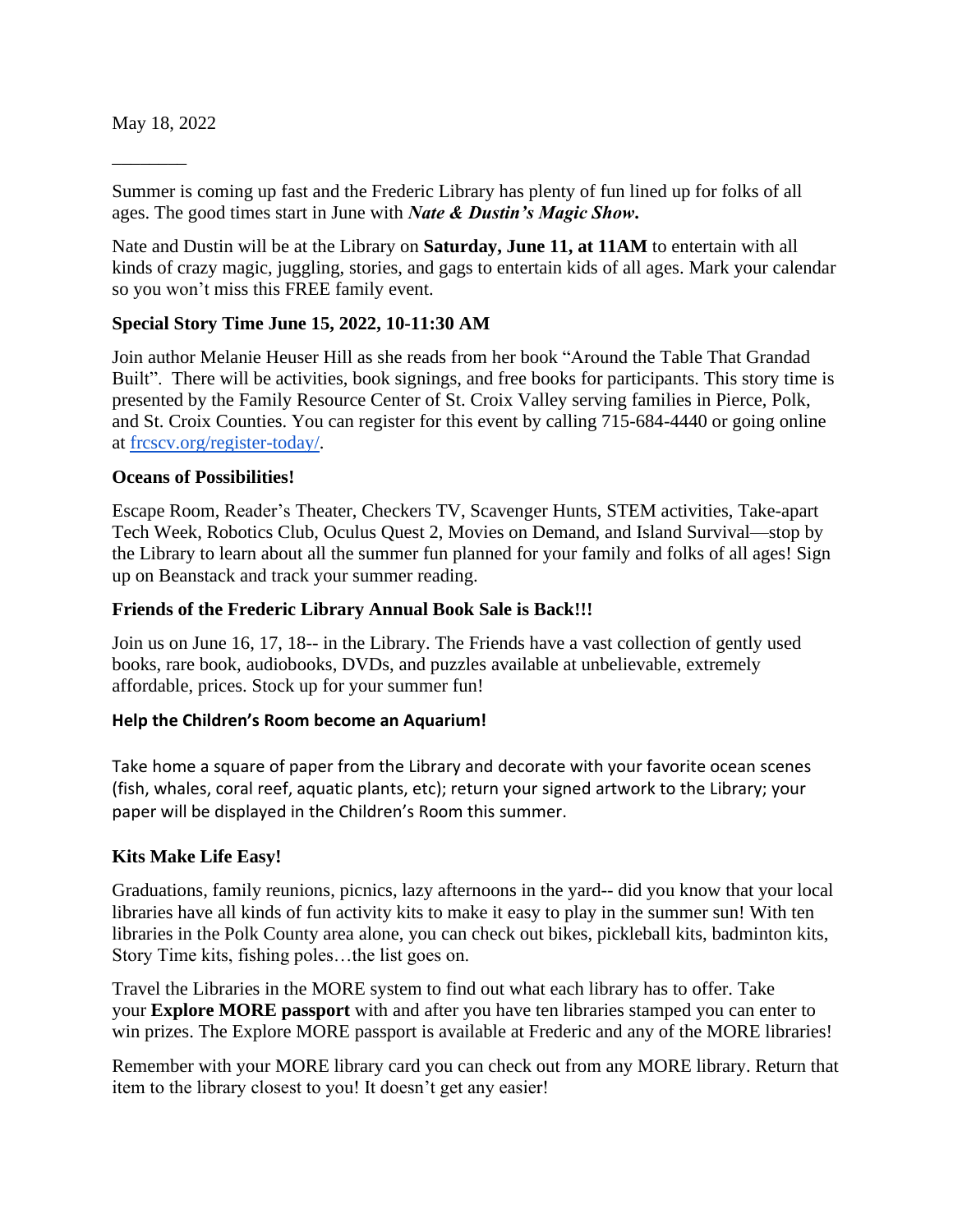May 18, 2022

________

Summer is coming up fast and the Frederic Library has plenty of fun lined up for folks of all ages. The good times start in June with ***Nate & Dustin's Magic Show.***

Nate and Dustin will be at the Library on **Saturday, June 11, at 11AM** to entertain with all kinds of crazy magic, juggling, stories, and gags to entertain kids of all ages. Mark your calendar so you won't miss this FREE family event.

**Special Story Time June 15, 2022, 10-11:30 AM**

Join author Melanie Heuser Hill as she reads from her book "Around the Table That Grandad Built". There will be activities, book signings, and free books for participants. This story time is presented by the Family Resource Center of St. Croix Valley serving families in Pierce, Polk, and St. Croix Counties. You can register for this event by calling 715-684-4440 or going online at frcscv.org/register-today/.

**Oceans of Possibilities!**

Escape Room, Reader's Theater, Checkers TV, Scavenger Hunts, STEM activities, Take-apart Tech Week, Robotics Club, Oculus Quest 2, Movies on Demand, and Island Survival—stop by the Library to learn about all the summer fun planned for your family and folks of all ages! Sign up on Beanstack and track your summer reading.

**Friends of the Frederic Library Annual Book Sale is Back!!!**

Join us on June 16, 17, 18-- in the Library. The Friends have a vast collection of gently used books, rare book, audiobooks, DVDs, and puzzles available at unbelievable, extremely affordable, prices. Stock up for your summer fun!

**Help the Children's Room become an Aquarium!**

Take home a square of paper from the Library and decorate with your favorite ocean scenes (fish, whales, coral reef, aquatic plants, etc); return your signed artwork to the Library; your paper will be displayed in the Children's Room this summer.

**Kits Make Life Easy!**

Graduations, family reunions, picnics, lazy afternoons in the yard-- did you know that your local libraries have all kinds of fun activity kits to make it easy to play in the summer sun! With ten libraries in the Polk County area alone, you can check out bikes, pickleball kits, badminton kits, Story Time kits, fishing poles…the list goes on.

Travel the Libraries in the MORE system to find out what each library has to offer. Take your **Explore MORE passport** with and after you have ten libraries stamped you can enter to win prizes. The Explore MORE passport is available at Frederic and any of the MORE libraries!

Remember with your MORE library card you can check out from any MORE library. Return that item to the library closest to you! It doesn't get any easier!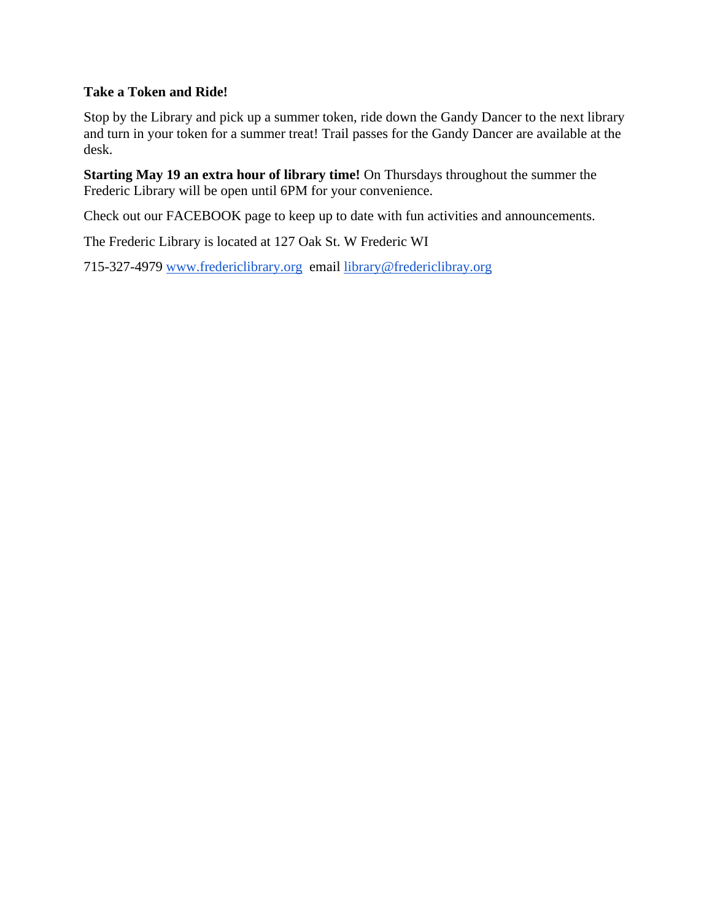**Take a Token and Ride!**

Stop by the Library and pick up a summer token, ride down the Gandy Dancer to the next library and turn in your token for a summer treat! Trail passes for the Gandy Dancer are available at the desk.

**Starting May 19 an extra hour of library time!** On Thursdays throughout the summer the Frederic Library will be open until 6PM for your convenience.

Check out our FACEBOOK page to keep up to date with fun activities and announcements.

The Frederic Library is located at 127 Oak St. W Frederic WI

715-327-4979 www.fredericlibrary.org email library@fredericlibray.org